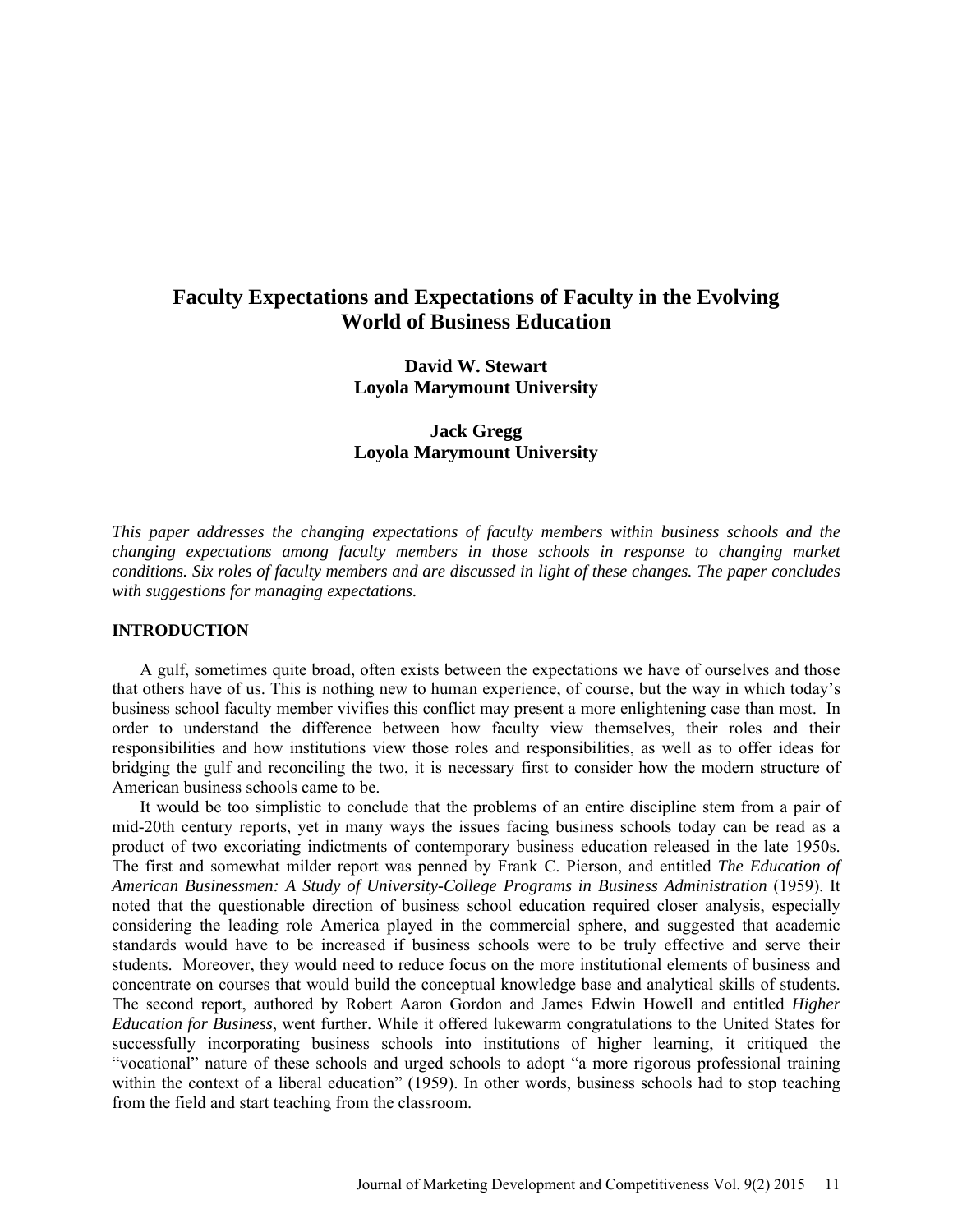# Faculty Expectations and Expectations of Faculty in the Evolving World of Business Education

**David W. Stewart**
**Loyola Marymount University**

**Jack Gregg**
**Loyola Marymount University**

*This paper addresses the changing expectations of faculty members within business schools and the changing expectations among faculty members in those schools in response to changing market conditions. Six roles of faculty members and are discussed in light of these changes. The paper concludes with suggestions for managing expectations.*

## INTRODUCTION

A gulf, sometimes quite broad, often exists between the expectations we have of ourselves and those that others have of us. This is nothing new to human experience, of course, but the way in which today's business school faculty member vivifies this conflict may present a more enlightening case than most. In order to understand the difference between how faculty view themselves, their roles and their responsibilities and how institutions view those roles and responsibilities, as well as to offer ideas for bridging the gulf and reconciling the two, it is necessary first to consider how the modern structure of American business schools came to be.

It would be too simplistic to conclude that the problems of an entire discipline stem from a pair of mid-20th century reports, yet in many ways the issues facing business schools today can be read as a product of two excoriating indictments of contemporary business education released in the late 1950s. The first and somewhat milder report was penned by Frank C. Pierson, and entitled *The Education of American Businessmen: A Study of University-College Programs in Business Administration* (1959). It noted that the questionable direction of business school education required closer analysis, especially considering the leading role America played in the commercial sphere, and suggested that academic standards would have to be increased if business schools were to be truly effective and serve their students. Moreover, they would need to reduce focus on the more institutional elements of business and concentrate on courses that would build the conceptual knowledge base and analytical skills of students. The second report, authored by Robert Aaron Gordon and James Edwin Howell and entitled *Higher Education for Business*, went further. While it offered lukewarm congratulations to the United States for successfully incorporating business schools into institutions of higher learning, it critiqued the "vocational" nature of these schools and urged schools to adopt "a more rigorous professional training within the context of a liberal education" (1959). In other words, business schools had to stop teaching from the field and start teaching from the classroom.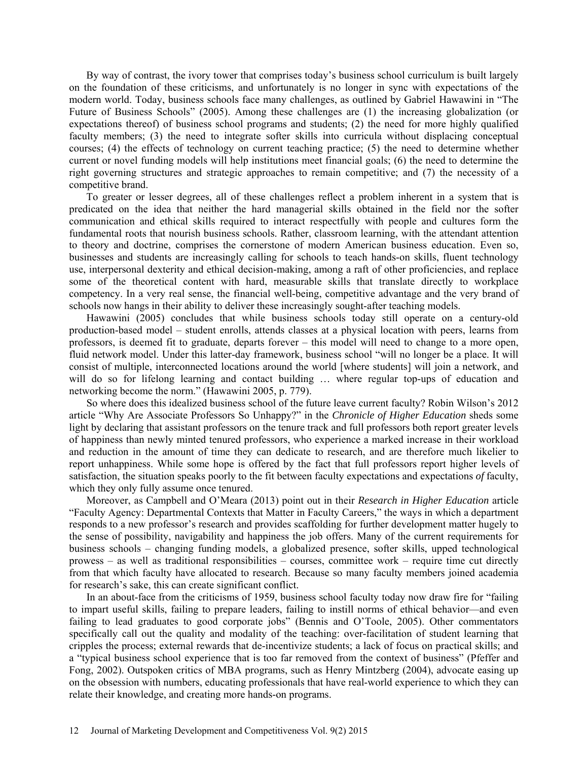By way of contrast, the ivory tower that comprises today's business school curriculum is built largely on the foundation of these criticisms, and unfortunately is no longer in sync with expectations of the modern world. Today, business schools face many challenges, as outlined by Gabriel Hawawini in "The Future of Business Schools" (2005). Among these challenges are (1) the increasing globalization (or expectations thereof) of business school programs and students; (2) the need for more highly qualified faculty members; (3) the need to integrate softer skills into curricula without displacing conceptual courses; (4) the effects of technology on current teaching practice; (5) the need to determine whether current or novel funding models will help institutions meet financial goals; (6) the need to determine the right governing structures and strategic approaches to remain competitive; and (7) the necessity of a competitive brand.

To greater or lesser degrees, all of these challenges reflect a problem inherent in a system that is predicated on the idea that neither the hard managerial skills obtained in the field nor the softer communication and ethical skills required to interact respectfully with people and cultures form the fundamental roots that nourish business schools. Rather, classroom learning, with the attendant attention to theory and doctrine, comprises the cornerstone of modern American business education. Even so, businesses and students are increasingly calling for schools to teach hands-on skills, fluent technology use, interpersonal dexterity and ethical decision-making, among a raft of other proficiencies, and replace some of the theoretical content with hard, measurable skills that translate directly to workplace competency. In a very real sense, the financial well-being, competitive advantage and the very brand of schools now hangs in their ability to deliver these increasingly sought-after teaching models.

Hawawini (2005) concludes that while business schools today still operate on a century-old production-based model – student enrolls, attends classes at a physical location with peers, learns from professors, is deemed fit to graduate, departs forever – this model will need to change to a more open, fluid network model. Under this latter-day framework, business school "will no longer be a place. It will consist of multiple, interconnected locations around the world [where students] will join a network, and will do so for lifelong learning and contact building … where regular top-ups of education and networking become the norm." (Hawawini 2005, p. 779).

So where does this idealized business school of the future leave current faculty? Robin Wilson's 2012 article "Why Are Associate Professors So Unhappy?" in the *Chronicle of Higher Education* sheds some light by declaring that assistant professors on the tenure track and full professors both report greater levels of happiness than newly minted tenured professors, who experience a marked increase in their workload and reduction in the amount of time they can dedicate to research, and are therefore much likelier to report unhappiness. While some hope is offered by the fact that full professors report higher levels of satisfaction, the situation speaks poorly to the fit between faculty expectations and expectations *of* faculty, which they only fully assume once tenured.

Moreover, as Campbell and O'Meara (2013) point out in their *Research in Higher Education* article "Faculty Agency: Departmental Contexts that Matter in Faculty Careers," the ways in which a department responds to a new professor's research and provides scaffolding for further development matter hugely to the sense of possibility, navigability and happiness the job offers. Many of the current requirements for business schools – changing funding models, a globalized presence, softer skills, upped technological prowess – as well as traditional responsibilities – courses, committee work – require time cut directly from that which faculty have allocated to research. Because so many faculty members joined academia for research's sake, this can create significant conflict.

In an about-face from the criticisms of 1959, business school faculty today now draw fire for "failing to impart useful skills, failing to prepare leaders, failing to instill norms of ethical behavior—and even failing to lead graduates to good corporate jobs" (Bennis and O'Toole, 2005). Other commentators specifically call out the quality and modality of the teaching: over-facilitation of student learning that cripples the process; external rewards that de-incentivize students; a lack of focus on practical skills; and a "typical business school experience that is too far removed from the context of business" (Pfeffer and Fong, 2002). Outspoken critics of MBA programs, such as Henry Mintzberg (2004), advocate easing up on the obsession with numbers, educating professionals that have real-world experience to which they can relate their knowledge, and creating more hands-on programs.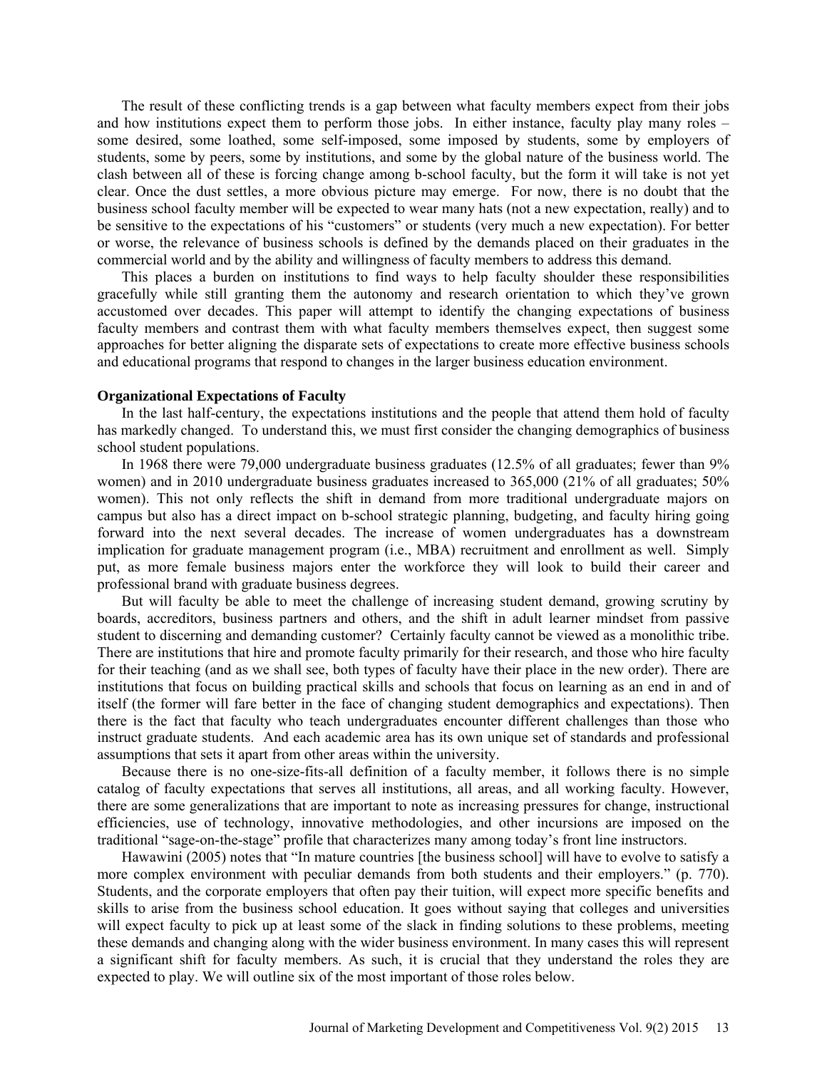The result of these conflicting trends is a gap between what faculty members expect from their jobs and how institutions expect them to perform those jobs. In either instance, faculty play many roles – some desired, some loathed, some self-imposed, some imposed by students, some by employers of students, some by peers, some by institutions, and some by the global nature of the business world. The clash between all of these is forcing change among b-school faculty, but the form it will take is not yet clear. Once the dust settles, a more obvious picture may emerge. For now, there is no doubt that the business school faculty member will be expected to wear many hats (not a new expectation, really) and to be sensitive to the expectations of his "customers" or students (very much a new expectation). For better or worse, the relevance of business schools is defined by the demands placed on their graduates in the commercial world and by the ability and willingness of faculty members to address this demand.

This places a burden on institutions to find ways to help faculty shoulder these responsibilities gracefully while still granting them the autonomy and research orientation to which they've grown accustomed over decades. This paper will attempt to identify the changing expectations of business faculty members and contrast them with what faculty members themselves expect, then suggest some approaches for better aligning the disparate sets of expectations to create more effective business schools and educational programs that respond to changes in the larger business education environment.

**Organizational Expectations of Faculty**

In the last half-century, the expectations institutions and the people that attend them hold of faculty has markedly changed. To understand this, we must first consider the changing demographics of business school student populations.

In 1968 there were 79,000 undergraduate business graduates (12.5% of all graduates; fewer than 9% women) and in 2010 undergraduate business graduates increased to 365,000 (21% of all graduates; 50% women). This not only reflects the shift in demand from more traditional undergraduate majors on campus but also has a direct impact on b-school strategic planning, budgeting, and faculty hiring going forward into the next several decades. The increase of women undergraduates has a downstream implication for graduate management program (i.e., MBA) recruitment and enrollment as well. Simply put, as more female business majors enter the workforce they will look to build their career and professional brand with graduate business degrees.

But will faculty be able to meet the challenge of increasing student demand, growing scrutiny by boards, accreditors, business partners and others, and the shift in adult learner mindset from passive student to discerning and demanding customer? Certainly faculty cannot be viewed as a monolithic tribe. There are institutions that hire and promote faculty primarily for their research, and those who hire faculty for their teaching (and as we shall see, both types of faculty have their place in the new order). There are institutions that focus on building practical skills and schools that focus on learning as an end in and of itself (the former will fare better in the face of changing student demographics and expectations). Then there is the fact that faculty who teach undergraduates encounter different challenges than those who instruct graduate students. And each academic area has its own unique set of standards and professional assumptions that sets it apart from other areas within the university.

Because there is no one-size-fits-all definition of a faculty member, it follows there is no simple catalog of faculty expectations that serves all institutions, all areas, and all working faculty. However, there are some generalizations that are important to note as increasing pressures for change, instructional efficiencies, use of technology, innovative methodologies, and other incursions are imposed on the traditional "sage-on-the-stage" profile that characterizes many among today's front line instructors.

Hawawini (2005) notes that "In mature countries [the business school] will have to evolve to satisfy a more complex environment with peculiar demands from both students and their employers." (p. 770). Students, and the corporate employers that often pay their tuition, will expect more specific benefits and skills to arise from the business school education. It goes without saying that colleges and universities will expect faculty to pick up at least some of the slack in finding solutions to these problems, meeting these demands and changing along with the wider business environment. In many cases this will represent a significant shift for faculty members. As such, it is crucial that they understand the roles they are expected to play. We will outline six of the most important of those roles below.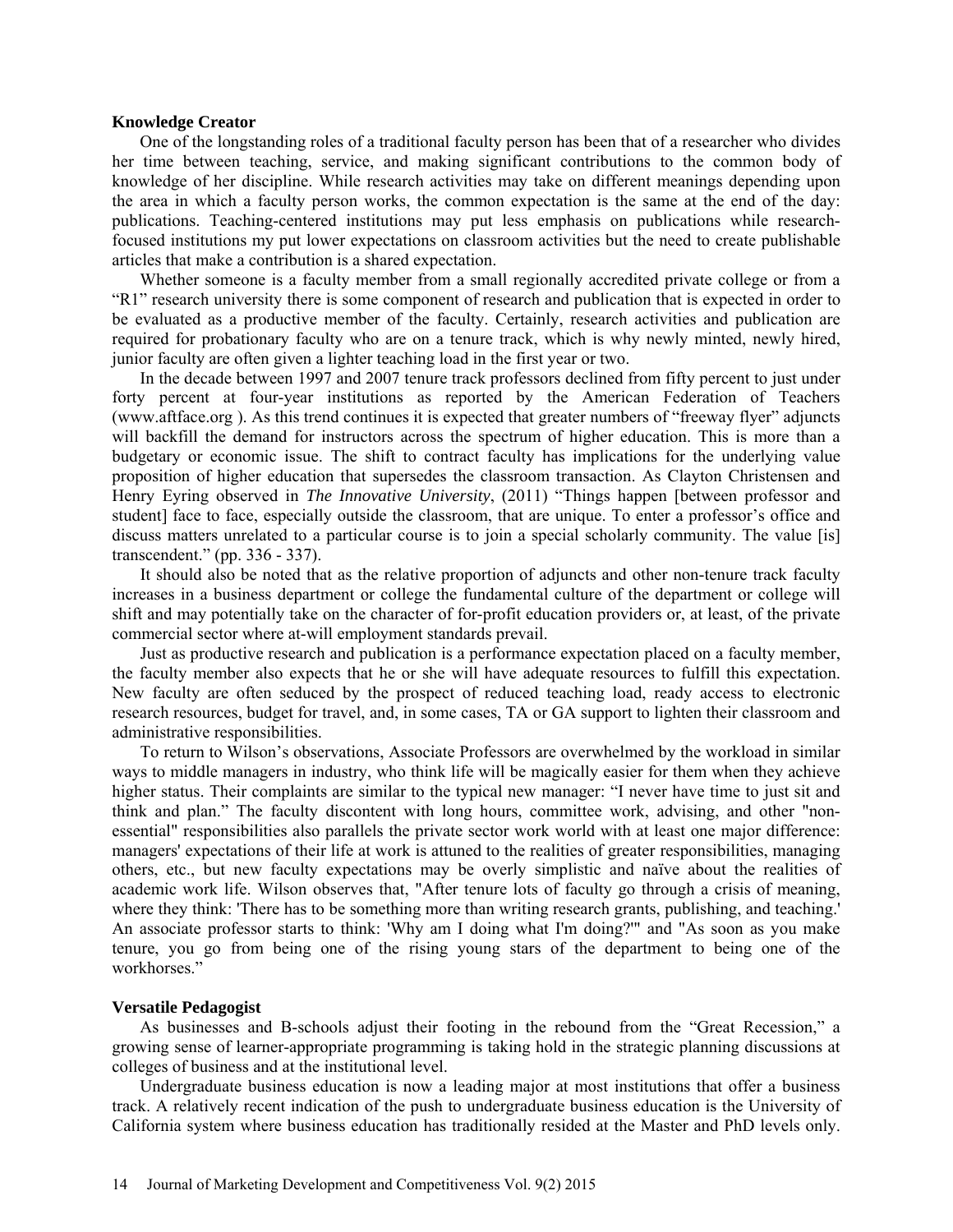**Knowledge Creator**

One of the longstanding roles of a traditional faculty person has been that of a researcher who divides her time between teaching, service, and making significant contributions to the common body of knowledge of her discipline. While research activities may take on different meanings depending upon the area in which a faculty person works, the common expectation is the same at the end of the day: publications. Teaching-centered institutions may put less emphasis on publications while research-focused institutions my put lower expectations on classroom activities but the need to create publishable articles that make a contribution is a shared expectation.

Whether someone is a faculty member from a small regionally accredited private college or from a "R1" research university there is some component of research and publication that is expected in order to be evaluated as a productive member of the faculty. Certainly, research activities and publication are required for probationary faculty who are on a tenure track, which is why newly minted, newly hired, junior faculty are often given a lighter teaching load in the first year or two.

In the decade between 1997 and 2007 tenure track professors declined from fifty percent to just under forty percent at four-year institutions as reported by the American Federation of Teachers (www.aftface.org ). As this trend continues it is expected that greater numbers of "freeway flyer" adjuncts will backfill the demand for instructors across the spectrum of higher education. This is more than a budgetary or economic issue. The shift to contract faculty has implications for the underlying value proposition of higher education that supersedes the classroom transaction. As Clayton Christensen and Henry Eyring observed in *The Innovative University*, (2011) "Things happen [between professor and student] face to face, especially outside the classroom, that are unique. To enter a professor's office and discuss matters unrelated to a particular course is to join a special scholarly community. The value [is] transcendent." (pp. 336 - 337).

It should also be noted that as the relative proportion of adjuncts and other non-tenure track faculty increases in a business department or college the fundamental culture of the department or college will shift and may potentially take on the character of for-profit education providers or, at least, of the private commercial sector where at-will employment standards prevail.

Just as productive research and publication is a performance expectation placed on a faculty member, the faculty member also expects that he or she will have adequate resources to fulfill this expectation. New faculty are often seduced by the prospect of reduced teaching load, ready access to electronic research resources, budget for travel, and, in some cases, TA or GA support to lighten their classroom and administrative responsibilities.

To return to Wilson's observations, Associate Professors are overwhelmed by the workload in similar ways to middle managers in industry, who think life will be magically easier for them when they achieve higher status. Their complaints are similar to the typical new manager: "I never have time to just sit and think and plan." The faculty discontent with long hours, committee work, advising, and other "non-essential" responsibilities also parallels the private sector work world with at least one major difference: managers' expectations of their life at work is attuned to the realities of greater responsibilities, managing others, etc., but new faculty expectations may be overly simplistic and naïve about the realities of academic work life. Wilson observes that, "After tenure lots of faculty go through a crisis of meaning, where they think: 'There has to be something more than writing research grants, publishing, and teaching.' An associate professor starts to think: 'Why am I doing what I'm doing?'" and "As soon as you make tenure, you go from being one of the rising young stars of the department to being one of the workhorses."

**Versatile Pedagogist**

As businesses and B-schools adjust their footing in the rebound from the "Great Recession," a growing sense of learner-appropriate programming is taking hold in the strategic planning discussions at colleges of business and at the institutional level.

Undergraduate business education is now a leading major at most institutions that offer a business track. A relatively recent indication of the push to undergraduate business education is the University of California system where business education has traditionally resided at the Master and PhD levels only.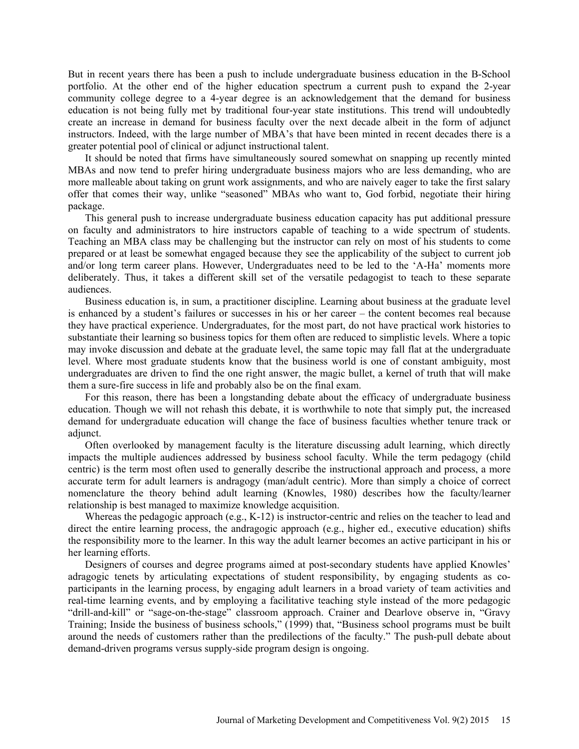But in recent years there has been a push to include undergraduate business education in the B-School portfolio. At the other end of the higher education spectrum a current push to expand the 2-year community college degree to a 4-year degree is an acknowledgement that the demand for business education is not being fully met by traditional four-year state institutions. This trend will undoubtedly create an increase in demand for business faculty over the next decade albeit in the form of adjunct instructors. Indeed, with the large number of MBA's that have been minted in recent decades there is a greater potential pool of clinical or adjunct instructional talent.

It should be noted that firms have simultaneously soured somewhat on snapping up recently minted MBAs and now tend to prefer hiring undergraduate business majors who are less demanding, who are more malleable about taking on grunt work assignments, and who are naively eager to take the first salary offer that comes their way, unlike "seasoned" MBAs who want to, God forbid, negotiate their hiring package.

This general push to increase undergraduate business education capacity has put additional pressure on faculty and administrators to hire instructors capable of teaching to a wide spectrum of students. Teaching an MBA class may be challenging but the instructor can rely on most of his students to come prepared or at least be somewhat engaged because they see the applicability of the subject to current job and/or long term career plans. However, Undergraduates need to be led to the 'A-Ha' moments more deliberately. Thus, it takes a different skill set of the versatile pedagogist to teach to these separate audiences.

Business education is, in sum, a practitioner discipline. Learning about business at the graduate level is enhanced by a student's failures or successes in his or her career – the content becomes real because they have practical experience. Undergraduates, for the most part, do not have practical work histories to substantiate their learning so business topics for them often are reduced to simplistic levels. Where a topic may invoke discussion and debate at the graduate level, the same topic may fall flat at the undergraduate level. Where most graduate students know that the business world is one of constant ambiguity, most undergraduates are driven to find the one right answer, the magic bullet, a kernel of truth that will make them a sure-fire success in life and probably also be on the final exam.

For this reason, there has been a longstanding debate about the efficacy of undergraduate business education. Though we will not rehash this debate, it is worthwhile to note that simply put, the increased demand for undergraduate education will change the face of business faculties whether tenure track or adjunct.

Often overlooked by management faculty is the literature discussing adult learning, which directly impacts the multiple audiences addressed by business school faculty. While the term pedagogy (child centric) is the term most often used to generally describe the instructional approach and process, a more accurate term for adult learners is andragogy (man/adult centric). More than simply a choice of correct nomenclature the theory behind adult learning (Knowles, 1980) describes how the faculty/learner relationship is best managed to maximize knowledge acquisition.

Whereas the pedagogic approach (e.g., K-12) is instructor-centric and relies on the teacher to lead and direct the entire learning process, the andragogic approach (e.g., higher ed., executive education) shifts the responsibility more to the learner. In this way the adult learner becomes an active participant in his or her learning efforts.

Designers of courses and degree programs aimed at post-secondary students have applied Knowles' adragogic tenets by articulating expectations of student responsibility, by engaging students as co-participants in the learning process, by engaging adult learners in a broad variety of team activities and real-time learning events, and by employing a facilitative teaching style instead of the more pedagogic "drill-and-kill" or "sage-on-the-stage" classroom approach. Crainer and Dearlove observe in, "Gravy Training; Inside the business of business schools," (1999) that, "Business school programs must be built around the needs of customers rather than the predilections of the faculty." The push-pull debate about demand-driven programs versus supply-side program design is ongoing.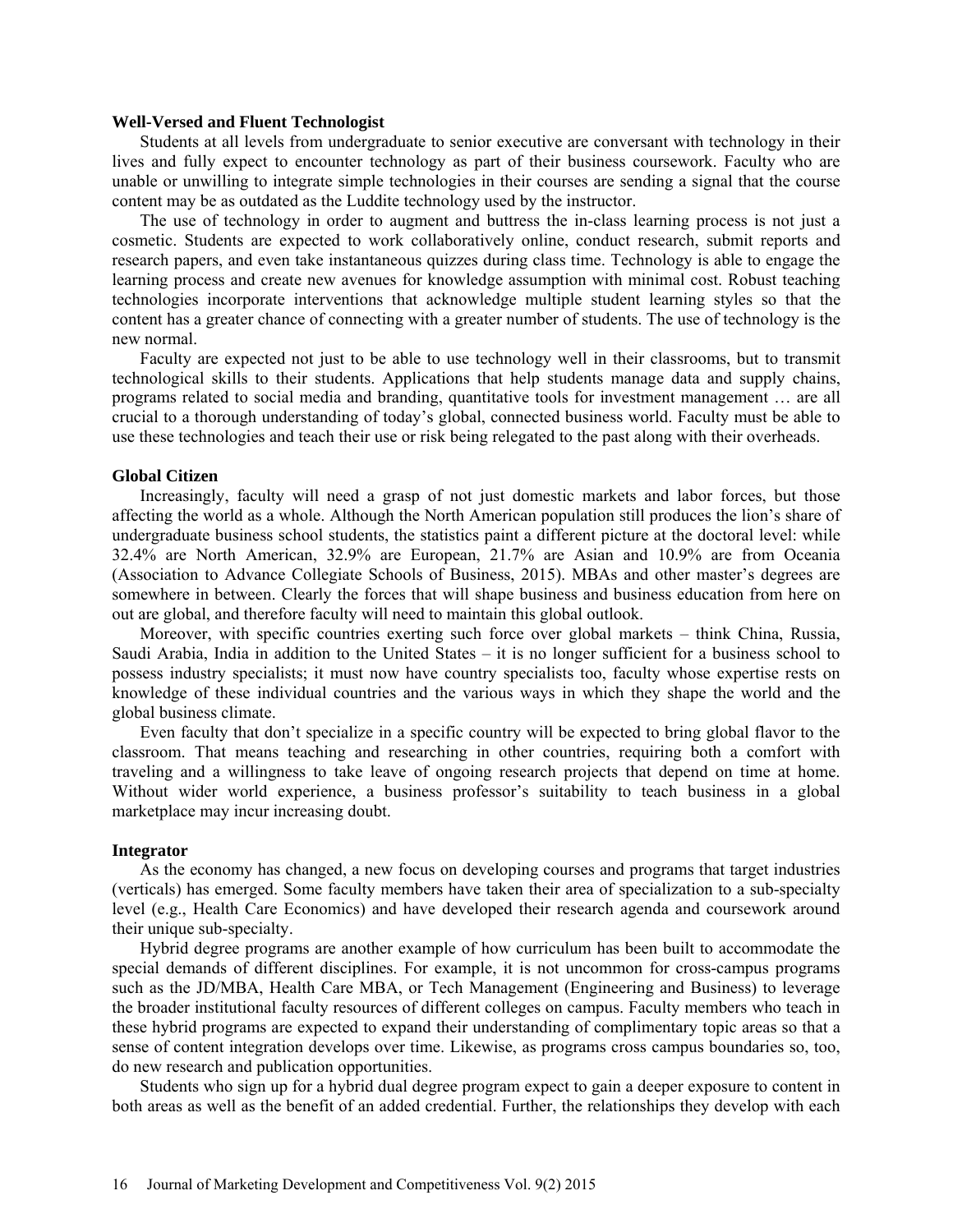### Well-Versed and Fluent Technologist

Students at all levels from undergraduate to senior executive are conversant with technology in their lives and fully expect to encounter technology as part of their business coursework. Faculty who are unable or unwilling to integrate simple technologies in their courses are sending a signal that the course content may be as outdated as the Luddite technology used by the instructor.

The use of technology in order to augment and buttress the in-class learning process is not just a cosmetic. Students are expected to work collaboratively online, conduct research, submit reports and research papers, and even take instantaneous quizzes during class time. Technology is able to engage the learning process and create new avenues for knowledge assumption with minimal cost. Robust teaching technologies incorporate interventions that acknowledge multiple student learning styles so that the content has a greater chance of connecting with a greater number of students. The use of technology is the new normal.

Faculty are expected not just to be able to use technology well in their classrooms, but to transmit technological skills to their students. Applications that help students manage data and supply chains, programs related to social media and branding, quantitative tools for investment management … are all crucial to a thorough understanding of today's global, connected business world. Faculty must be able to use these technologies and teach their use or risk being relegated to the past along with their overheads.

### Global Citizen

Increasingly, faculty will need a grasp of not just domestic markets and labor forces, but those affecting the world as a whole. Although the North American population still produces the lion's share of undergraduate business school students, the statistics paint a different picture at the doctoral level: while 32.4% are North American, 32.9% are European, 21.7% are Asian and 10.9% are from Oceania (Association to Advance Collegiate Schools of Business, 2015). MBAs and other master's degrees are somewhere in between. Clearly the forces that will shape business and business education from here on out are global, and therefore faculty will need to maintain this global outlook.

Moreover, with specific countries exerting such force over global markets – think China, Russia, Saudi Arabia, India in addition to the United States – it is no longer sufficient for a business school to possess industry specialists; it must now have country specialists too, faculty whose expertise rests on knowledge of these individual countries and the various ways in which they shape the world and the global business climate.

Even faculty that don't specialize in a specific country will be expected to bring global flavor to the classroom. That means teaching and researching in other countries, requiring both a comfort with traveling and a willingness to take leave of ongoing research projects that depend on time at home. Without wider world experience, a business professor's suitability to teach business in a global marketplace may incur increasing doubt.

### Integrator

As the economy has changed, a new focus on developing courses and programs that target industries (verticals) has emerged. Some faculty members have taken their area of specialization to a sub-specialty level (e.g., Health Care Economics) and have developed their research agenda and coursework around their unique sub-specialty.

Hybrid degree programs are another example of how curriculum has been built to accommodate the special demands of different disciplines. For example, it is not uncommon for cross-campus programs such as the JD/MBA, Health Care MBA, or Tech Management (Engineering and Business) to leverage the broader institutional faculty resources of different colleges on campus. Faculty members who teach in these hybrid programs are expected to expand their understanding of complimentary topic areas so that a sense of content integration develops over time. Likewise, as programs cross campus boundaries so, too, do new research and publication opportunities.

Students who sign up for a hybrid dual degree program expect to gain a deeper exposure to content in both areas as well as the benefit of an added credential. Further, the relationships they develop with each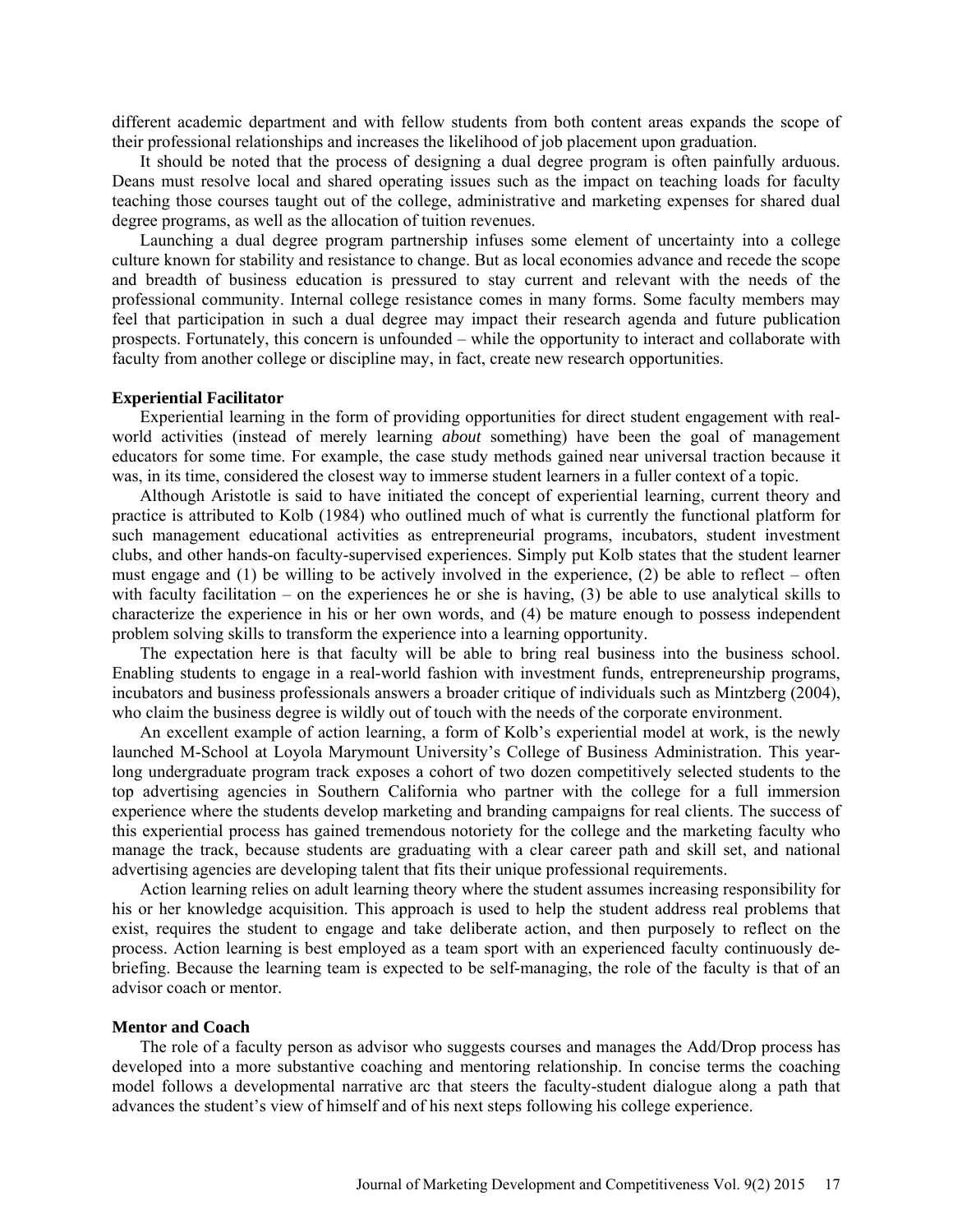different academic department and with fellow students from both content areas expands the scope of their professional relationships and increases the likelihood of job placement upon graduation.

It should be noted that the process of designing a dual degree program is often painfully arduous. Deans must resolve local and shared operating issues such as the impact on teaching loads for faculty teaching those courses taught out of the college, administrative and marketing expenses for shared dual degree programs, as well as the allocation of tuition revenues.

Launching a dual degree program partnership infuses some element of uncertainty into a college culture known for stability and resistance to change. But as local economies advance and recede the scope and breadth of business education is pressured to stay current and relevant with the needs of the professional community. Internal college resistance comes in many forms. Some faculty members may feel that participation in such a dual degree may impact their research agenda and future publication prospects. Fortunately, this concern is unfounded – while the opportunity to interact and collaborate with faculty from another college or discipline may, in fact, create new research opportunities.

**Experiential Facilitator**

Experiential learning in the form of providing opportunities for direct student engagement with real-world activities (instead of merely learning *about* something) have been the goal of management educators for some time. For example, the case study methods gained near universal traction because it was, in its time, considered the closest way to immerse student learners in a fuller context of a topic.

Although Aristotle is said to have initiated the concept of experiential learning, current theory and practice is attributed to Kolb (1984) who outlined much of what is currently the functional platform for such management educational activities as entrepreneurial programs, incubators, student investment clubs, and other hands-on faculty-supervised experiences. Simply put Kolb states that the student learner must engage and (1) be willing to be actively involved in the experience, (2) be able to reflect – often with faculty facilitation – on the experiences he or she is having, (3) be able to use analytical skills to characterize the experience in his or her own words, and (4) be mature enough to possess independent problem solving skills to transform the experience into a learning opportunity.

The expectation here is that faculty will be able to bring real business into the business school. Enabling students to engage in a real-world fashion with investment funds, entrepreneurship programs, incubators and business professionals answers a broader critique of individuals such as Mintzberg (2004), who claim the business degree is wildly out of touch with the needs of the corporate environment.

An excellent example of action learning, a form of Kolb's experiential model at work, is the newly launched M-School at Loyola Marymount University's College of Business Administration. This year-long undergraduate program track exposes a cohort of two dozen competitively selected students to the top advertising agencies in Southern California who partner with the college for a full immersion experience where the students develop marketing and branding campaigns for real clients. The success of this experiential process has gained tremendous notoriety for the college and the marketing faculty who manage the track, because students are graduating with a clear career path and skill set, and national advertising agencies are developing talent that fits their unique professional requirements.

Action learning relies on adult learning theory where the student assumes increasing responsibility for his or her knowledge acquisition. This approach is used to help the student address real problems that exist, requires the student to engage and take deliberate action, and then purposely to reflect on the process. Action learning is best employed as a team sport with an experienced faculty continuously de-briefing. Because the learning team is expected to be self-managing, the role of the faculty is that of an advisor coach or mentor.

**Mentor and Coach**

The role of a faculty person as advisor who suggests courses and manages the Add/Drop process has developed into a more substantive coaching and mentoring relationship. In concise terms the coaching model follows a developmental narrative arc that steers the faculty-student dialogue along a path that advances the student's view of himself and of his next steps following his college experience.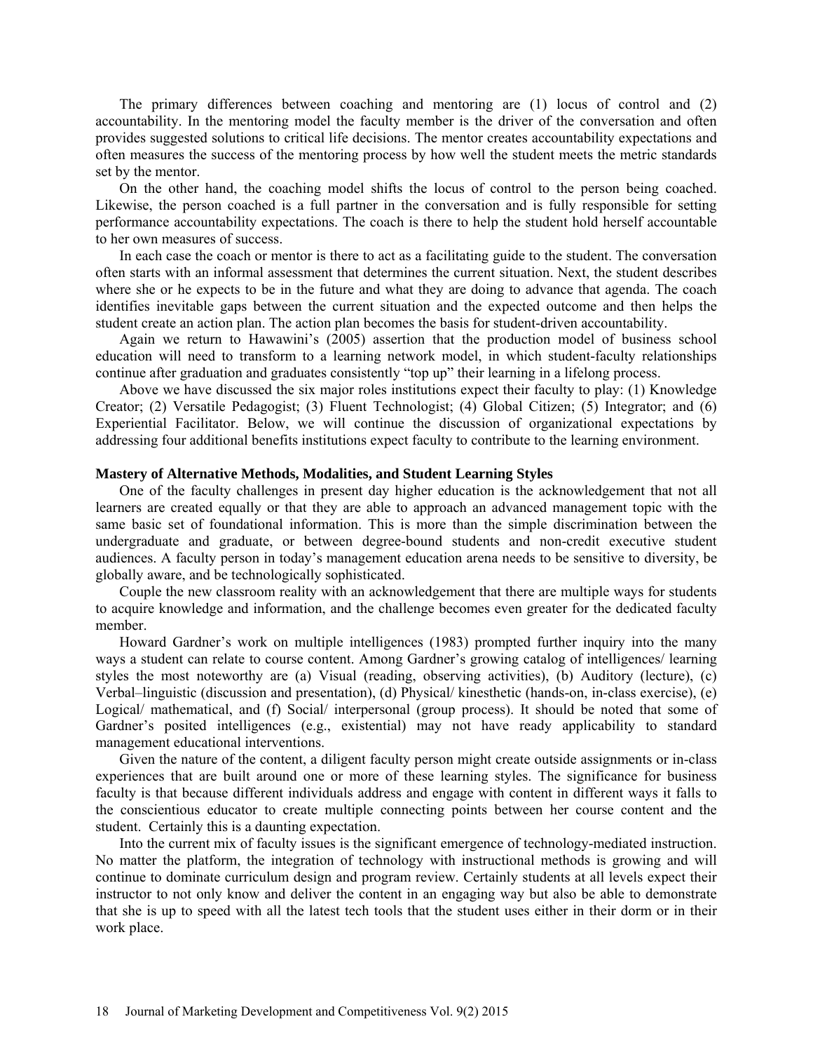The primary differences between coaching and mentoring are (1) locus of control and (2) accountability. In the mentoring model the faculty member is the driver of the conversation and often provides suggested solutions to critical life decisions. The mentor creates accountability expectations and often measures the success of the mentoring process by how well the student meets the metric standards set by the mentor.

On the other hand, the coaching model shifts the locus of control to the person being coached. Likewise, the person coached is a full partner in the conversation and is fully responsible for setting performance accountability expectations. The coach is there to help the student hold herself accountable to her own measures of success.

In each case the coach or mentor is there to act as a facilitating guide to the student. The conversation often starts with an informal assessment that determines the current situation. Next, the student describes where she or he expects to be in the future and what they are doing to advance that agenda. The coach identifies inevitable gaps between the current situation and the expected outcome and then helps the student create an action plan. The action plan becomes the basis for student-driven accountability.

Again we return to Hawawini's (2005) assertion that the production model of business school education will need to transform to a learning network model, in which student-faculty relationships continue after graduation and graduates consistently "top up" their learning in a lifelong process.

Above we have discussed the six major roles institutions expect their faculty to play: (1) Knowledge Creator; (2) Versatile Pedagogist; (3) Fluent Technologist; (4) Global Citizen; (5) Integrator; and (6) Experiential Facilitator. Below, we will continue the discussion of organizational expectations by addressing four additional benefits institutions expect faculty to contribute to the learning environment.

**Mastery of Alternative Methods, Modalities, and Student Learning Styles**

One of the faculty challenges in present day higher education is the acknowledgement that not all learners are created equally or that they are able to approach an advanced management topic with the same basic set of foundational information. This is more than the simple discrimination between the undergraduate and graduate, or between degree-bound students and non-credit executive student audiences. A faculty person in today's management education arena needs to be sensitive to diversity, be globally aware, and be technologically sophisticated.

Couple the new classroom reality with an acknowledgement that there are multiple ways for students to acquire knowledge and information, and the challenge becomes even greater for the dedicated faculty member.

Howard Gardner's work on multiple intelligences (1983) prompted further inquiry into the many ways a student can relate to course content. Among Gardner's growing catalog of intelligences/ learning styles the most noteworthy are (a) Visual (reading, observing activities), (b) Auditory (lecture), (c) Verbal–linguistic (discussion and presentation), (d) Physical/ kinesthetic (hands-on, in-class exercise), (e) Logical/ mathematical, and (f) Social/ interpersonal (group process). It should be noted that some of Gardner's posited intelligences (e.g., existential) may not have ready applicability to standard management educational interventions.

Given the nature of the content, a diligent faculty person might create outside assignments or in-class experiences that are built around one or more of these learning styles. The significance for business faculty is that because different individuals address and engage with content in different ways it falls to the conscientious educator to create multiple connecting points between her course content and the student. Certainly this is a daunting expectation.

Into the current mix of faculty issues is the significant emergence of technology-mediated instruction. No matter the platform, the integration of technology with instructional methods is growing and will continue to dominate curriculum design and program review. Certainly students at all levels expect their instructor to not only know and deliver the content in an engaging way but also be able to demonstrate that she is up to speed with all the latest tech tools that the student uses either in their dorm or in their work place.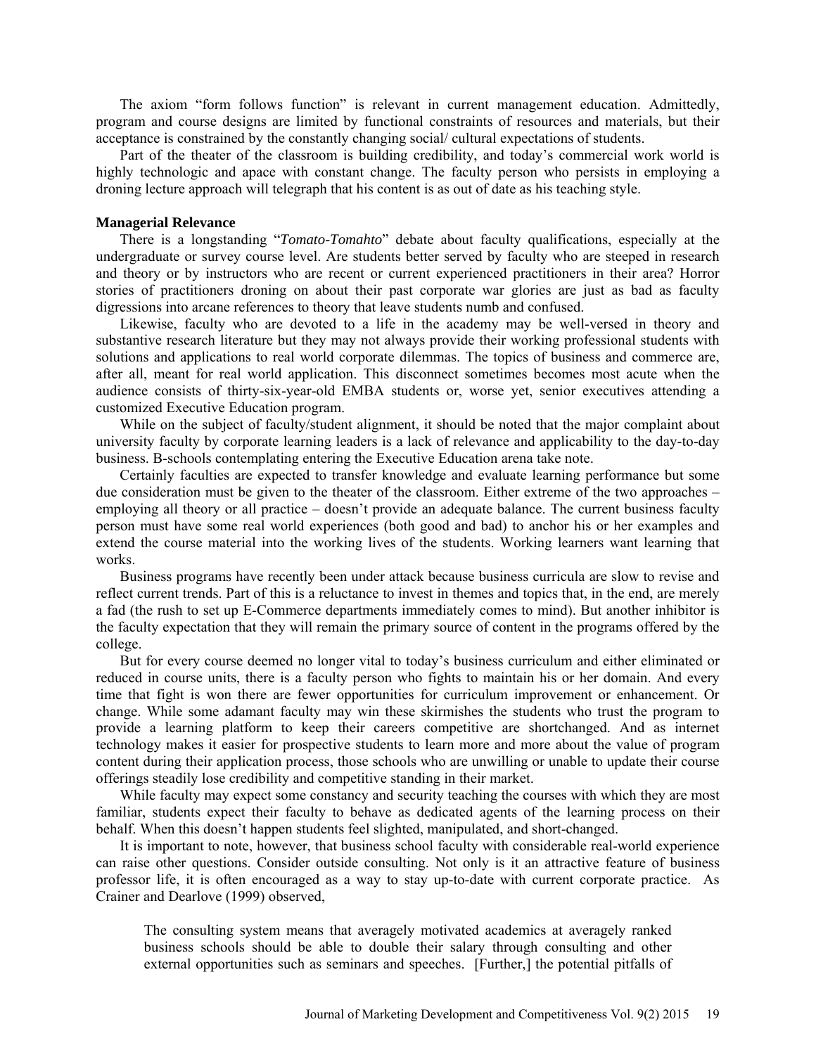The axiom "form follows function" is relevant in current management education. Admittedly, program and course designs are limited by functional constraints of resources and materials, but their acceptance is constrained by the constantly changing social/ cultural expectations of students.

Part of the theater of the classroom is building credibility, and today's commercial work world is highly technologic and apace with constant change. The faculty person who persists in employing a droning lecture approach will telegraph that his content is as out of date as his teaching style.

**Managerial Relevance**

There is a longstanding "*Tomato-Tomahto*" debate about faculty qualifications, especially at the undergraduate or survey course level. Are students better served by faculty who are steeped in research and theory or by instructors who are recent or current experienced practitioners in their area? Horror stories of practitioners droning on about their past corporate war glories are just as bad as faculty digressions into arcane references to theory that leave students numb and confused.

Likewise, faculty who are devoted to a life in the academy may be well-versed in theory and substantive research literature but they may not always provide their working professional students with solutions and applications to real world corporate dilemmas. The topics of business and commerce are, after all, meant for real world application. This disconnect sometimes becomes most acute when the audience consists of thirty-six-year-old EMBA students or, worse yet, senior executives attending a customized Executive Education program.

While on the subject of faculty/student alignment, it should be noted that the major complaint about university faculty by corporate learning leaders is a lack of relevance and applicability to the day-to-day business. B-schools contemplating entering the Executive Education arena take note.

Certainly faculties are expected to transfer knowledge and evaluate learning performance but some due consideration must be given to the theater of the classroom. Either extreme of the two approaches – employing all theory or all practice – doesn't provide an adequate balance. The current business faculty person must have some real world experiences (both good and bad) to anchor his or her examples and extend the course material into the working lives of the students. Working learners want learning that works.

Business programs have recently been under attack because business curricula are slow to revise and reflect current trends. Part of this is a reluctance to invest in themes and topics that, in the end, are merely a fad (the rush to set up E-Commerce departments immediately comes to mind). But another inhibitor is the faculty expectation that they will remain the primary source of content in the programs offered by the college.

But for every course deemed no longer vital to today's business curriculum and either eliminated or reduced in course units, there is a faculty person who fights to maintain his or her domain. And every time that fight is won there are fewer opportunities for curriculum improvement or enhancement. Or change. While some adamant faculty may win these skirmishes the students who trust the program to provide a learning platform to keep their careers competitive are shortchanged. And as internet technology makes it easier for prospective students to learn more and more about the value of program content during their application process, those schools who are unwilling or unable to update their course offerings steadily lose credibility and competitive standing in their market.

While faculty may expect some constancy and security teaching the courses with which they are most familiar, students expect their faculty to behave as dedicated agents of the learning process on their behalf. When this doesn't happen students feel slighted, manipulated, and short-changed.

It is important to note, however, that business school faculty with considerable real-world experience can raise other questions. Consider outside consulting. Not only is it an attractive feature of business professor life, it is often encouraged as a way to stay up-to-date with current corporate practice. As Crainer and Dearlove (1999) observed,

> The consulting system means that averagely motivated academics at averagely ranked business schools should be able to double their salary through consulting and other external opportunities such as seminars and speeches. [Further,] the potential pitfalls of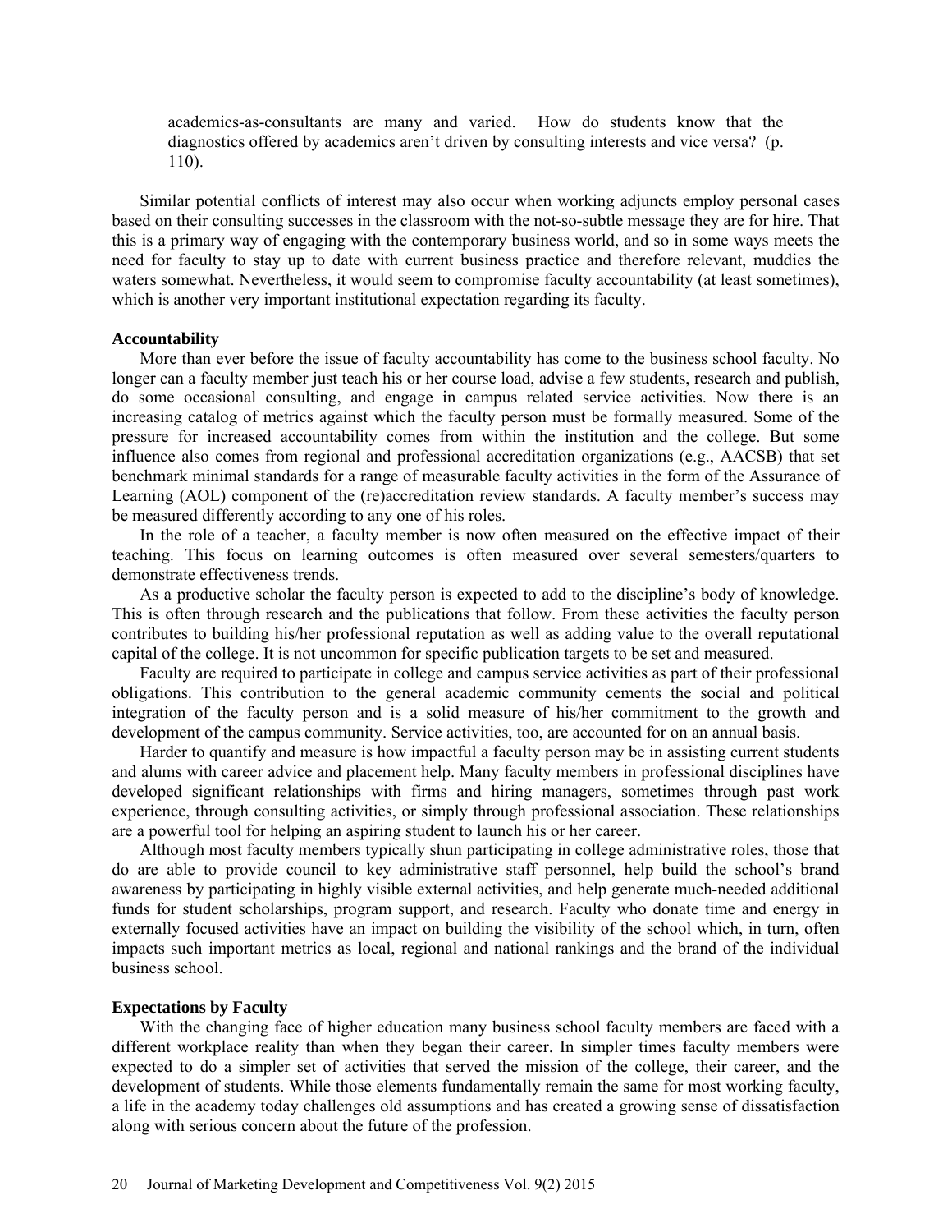> academics-as-consultants are many and varied. How do students know that the diagnostics offered by academics aren't driven by consulting interests and vice versa? (p. 110).

Similar potential conflicts of interest may also occur when working adjuncts employ personal cases based on their consulting successes in the classroom with the not-so-subtle message they are for hire. That this is a primary way of engaging with the contemporary business world, and so in some ways meets the need for faculty to stay up to date with current business practice and therefore relevant, muddies the waters somewhat. Nevertheless, it would seem to compromise faculty accountability (at least sometimes), which is another very important institutional expectation regarding its faculty.

**Accountability**

More than ever before the issue of faculty accountability has come to the business school faculty. No longer can a faculty member just teach his or her course load, advise a few students, research and publish, do some occasional consulting, and engage in campus related service activities. Now there is an increasing catalog of metrics against which the faculty person must be formally measured. Some of the pressure for increased accountability comes from within the institution and the college. But some influence also comes from regional and professional accreditation organizations (e.g., AACSB) that set benchmark minimal standards for a range of measurable faculty activities in the form of the Assurance of Learning (AOL) component of the (re)accreditation review standards. A faculty member's success may be measured differently according to any one of his roles.

In the role of a teacher, a faculty member is now often measured on the effective impact of their teaching. This focus on learning outcomes is often measured over several semesters/quarters to demonstrate effectiveness trends.

As a productive scholar the faculty person is expected to add to the discipline's body of knowledge. This is often through research and the publications that follow. From these activities the faculty person contributes to building his/her professional reputation as well as adding value to the overall reputational capital of the college. It is not uncommon for specific publication targets to be set and measured.

Faculty are required to participate in college and campus service activities as part of their professional obligations. This contribution to the general academic community cements the social and political integration of the faculty person and is a solid measure of his/her commitment to the growth and development of the campus community. Service activities, too, are accounted for on an annual basis.

Harder to quantify and measure is how impactful a faculty person may be in assisting current students and alums with career advice and placement help. Many faculty members in professional disciplines have developed significant relationships with firms and hiring managers, sometimes through past work experience, through consulting activities, or simply through professional association. These relationships are a powerful tool for helping an aspiring student to launch his or her career.

Although most faculty members typically shun participating in college administrative roles, those that do are able to provide council to key administrative staff personnel, help build the school's brand awareness by participating in highly visible external activities, and help generate much-needed additional funds for student scholarships, program support, and research. Faculty who donate time and energy in externally focused activities have an impact on building the visibility of the school which, in turn, often impacts such important metrics as local, regional and national rankings and the brand of the individual business school.

**Expectations by Faculty**

With the changing face of higher education many business school faculty members are faced with a different workplace reality than when they began their career. In simpler times faculty members were expected to do a simpler set of activities that served the mission of the college, their career, and the development of students. While those elements fundamentally remain the same for most working faculty, a life in the academy today challenges old assumptions and has created a growing sense of dissatisfaction along with serious concern about the future of the profession.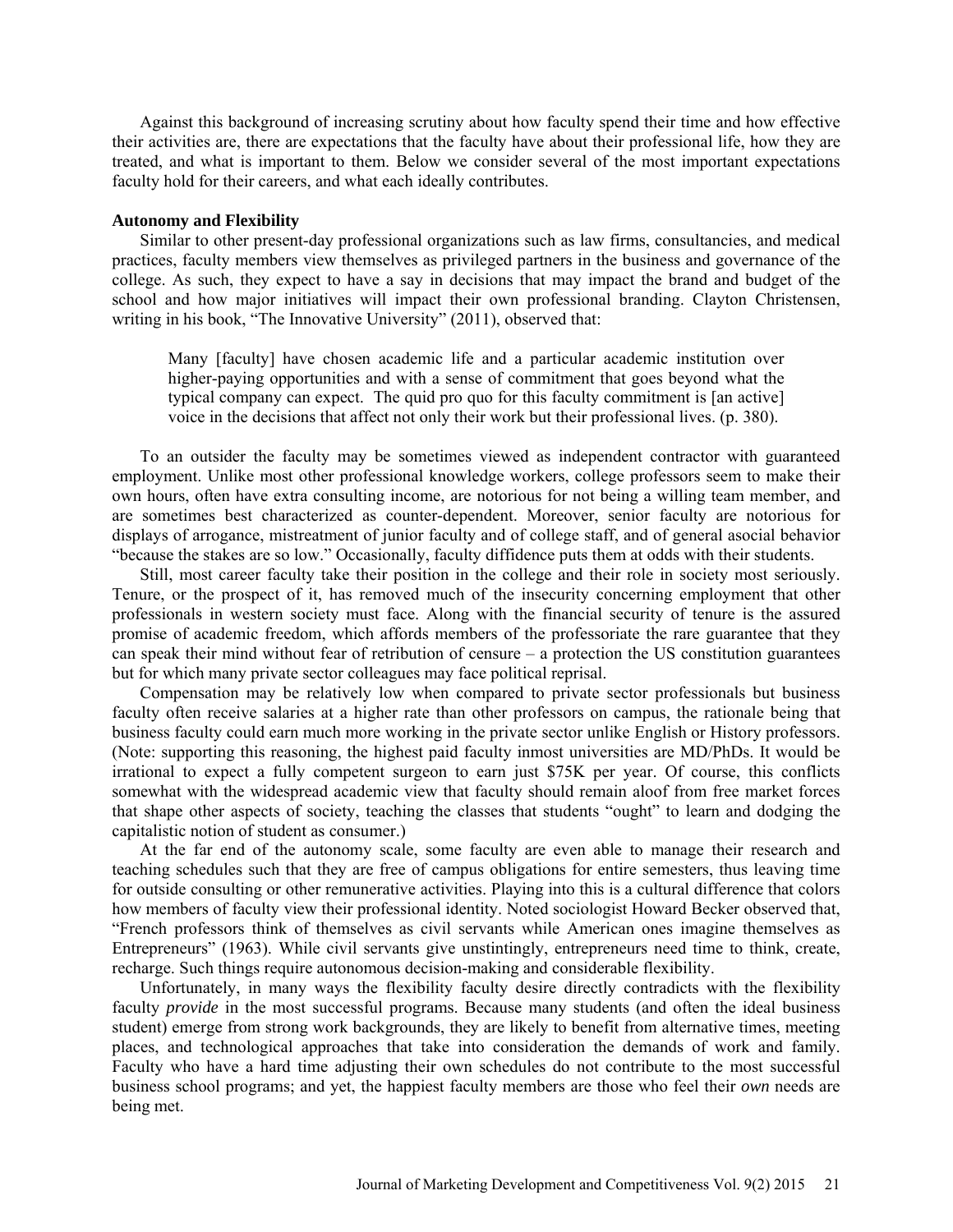Against this background of increasing scrutiny about how faculty spend their time and how effective their activities are, there are expectations that the faculty have about their professional life, how they are treated, and what is important to them. Below we consider several of the most important expectations faculty hold for their careers, and what each ideally contributes.

### Autonomy and Flexibility

Similar to other present-day professional organizations such as law firms, consultancies, and medical practices, faculty members view themselves as privileged partners in the business and governance of the college. As such, they expect to have a say in decisions that may impact the brand and budget of the school and how major initiatives will impact their own professional branding. Clayton Christensen, writing in his book, "The Innovative University" (2011), observed that:

> Many [faculty] have chosen academic life and a particular academic institution over higher-paying opportunities and with a sense of commitment that goes beyond what the typical company can expect. The quid pro quo for this faculty commitment is [an active] voice in the decisions that affect not only their work but their professional lives. (p. 380).

To an outsider the faculty may be sometimes viewed as independent contractor with guaranteed employment. Unlike most other professional knowledge workers, college professors seem to make their own hours, often have extra consulting income, are notorious for not being a willing team member, and are sometimes best characterized as counter-dependent. Moreover, senior faculty are notorious for displays of arrogance, mistreatment of junior faculty and of college staff, and of general asocial behavior "because the stakes are so low." Occasionally, faculty diffidence puts them at odds with their students.

Still, most career faculty take their position in the college and their role in society most seriously. Tenure, or the prospect of it, has removed much of the insecurity concerning employment that other professionals in western society must face. Along with the financial security of tenure is the assured promise of academic freedom, which affords members of the professoriate the rare guarantee that they can speak their mind without fear of retribution of censure – a protection the US constitution guarantees but for which many private sector colleagues may face political reprisal.

Compensation may be relatively low when compared to private sector professionals but business faculty often receive salaries at a higher rate than other professors on campus, the rationale being that business faculty could earn much more working in the private sector unlike English or History professors. (Note: supporting this reasoning, the highest paid faculty inmost universities are MD/PhDs. It would be irrational to expect a fully competent surgeon to earn just $75K per year. Of course, this conflicts somewhat with the widespread academic view that faculty should remain aloof from free market forces that shape other aspects of society, teaching the classes that students "ought" to learn and dodging the capitalistic notion of student as consumer.)

At the far end of the autonomy scale, some faculty are even able to manage their research and teaching schedules such that they are free of campus obligations for entire semesters, thus leaving time for outside consulting or other remunerative activities. Playing into this is a cultural difference that colors how members of faculty view their professional identity. Noted sociologist Howard Becker observed that, "French professors think of themselves as civil servants while American ones imagine themselves as Entrepreneurs" (1963). While civil servants give unstintingly, entrepreneurs need time to think, create, recharge. Such things require autonomous decision-making and considerable flexibility.

Unfortunately, in many ways the flexibility faculty desire directly contradicts with the flexibility faculty *provide* in the most successful programs. Because many students (and often the ideal business student) emerge from strong work backgrounds, they are likely to benefit from alternative times, meeting places, and technological approaches that take into consideration the demands of work and family. Faculty who have a hard time adjusting their own schedules do not contribute to the most successful business school programs; and yet, the happiest faculty members are those who feel their *own* needs are being met.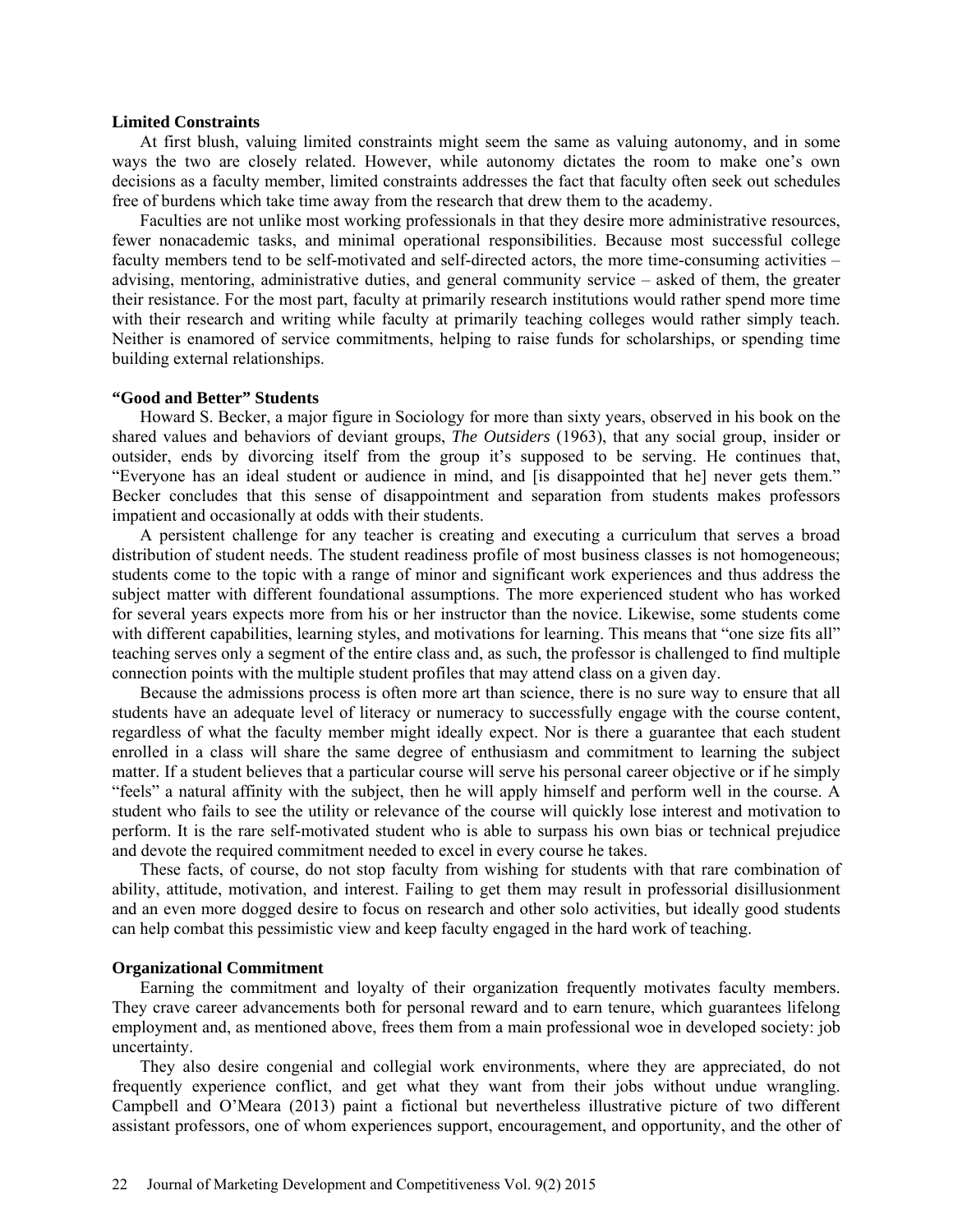**Limited Constraints**

At first blush, valuing limited constraints might seem the same as valuing autonomy, and in some ways the two are closely related. However, while autonomy dictates the room to make one's own decisions as a faculty member, limited constraints addresses the fact that faculty often seek out schedules free of burdens which take time away from the research that drew them to the academy.

Faculties are not unlike most working professionals in that they desire more administrative resources, fewer nonacademic tasks, and minimal operational responsibilities. Because most successful college faculty members tend to be self-motivated and self-directed actors, the more time-consuming activities – advising, mentoring, administrative duties, and general community service – asked of them, the greater their resistance. For the most part, faculty at primarily research institutions would rather spend more time with their research and writing while faculty at primarily teaching colleges would rather simply teach. Neither is enamored of service commitments, helping to raise funds for scholarships, or spending time building external relationships.

**"Good and Better" Students**

Howard S. Becker, a major figure in Sociology for more than sixty years, observed in his book on the shared values and behaviors of deviant groups, *The Outsiders* (1963), that any social group, insider or outsider, ends by divorcing itself from the group it's supposed to be serving. He continues that, "Everyone has an ideal student or audience in mind, and [is disappointed that he] never gets them." Becker concludes that this sense of disappointment and separation from students makes professors impatient and occasionally at odds with their students.

A persistent challenge for any teacher is creating and executing a curriculum that serves a broad distribution of student needs. The student readiness profile of most business classes is not homogeneous; students come to the topic with a range of minor and significant work experiences and thus address the subject matter with different foundational assumptions. The more experienced student who has worked for several years expects more from his or her instructor than the novice. Likewise, some students come with different capabilities, learning styles, and motivations for learning. This means that "one size fits all" teaching serves only a segment of the entire class and, as such, the professor is challenged to find multiple connection points with the multiple student profiles that may attend class on a given day.

Because the admissions process is often more art than science, there is no sure way to ensure that all students have an adequate level of literacy or numeracy to successfully engage with the course content, regardless of what the faculty member might ideally expect. Nor is there a guarantee that each student enrolled in a class will share the same degree of enthusiasm and commitment to learning the subject matter. If a student believes that a particular course will serve his personal career objective or if he simply "feels" a natural affinity with the subject, then he will apply himself and perform well in the course. A student who fails to see the utility or relevance of the course will quickly lose interest and motivation to perform. It is the rare self-motivated student who is able to surpass his own bias or technical prejudice and devote the required commitment needed to excel in every course he takes.

These facts, of course, do not stop faculty from wishing for students with that rare combination of ability, attitude, motivation, and interest. Failing to get them may result in professorial disillusionment and an even more dogged desire to focus on research and other solo activities, but ideally good students can help combat this pessimistic view and keep faculty engaged in the hard work of teaching.

**Organizational Commitment**

Earning the commitment and loyalty of their organization frequently motivates faculty members. They crave career advancements both for personal reward and to earn tenure, which guarantees lifelong employment and, as mentioned above, frees them from a main professional woe in developed society: job uncertainty.

They also desire congenial and collegial work environments, where they are appreciated, do not frequently experience conflict, and get what they want from their jobs without undue wrangling. Campbell and O'Meara (2013) paint a fictional but nevertheless illustrative picture of two different assistant professors, one of whom experiences support, encouragement, and opportunity, and the other of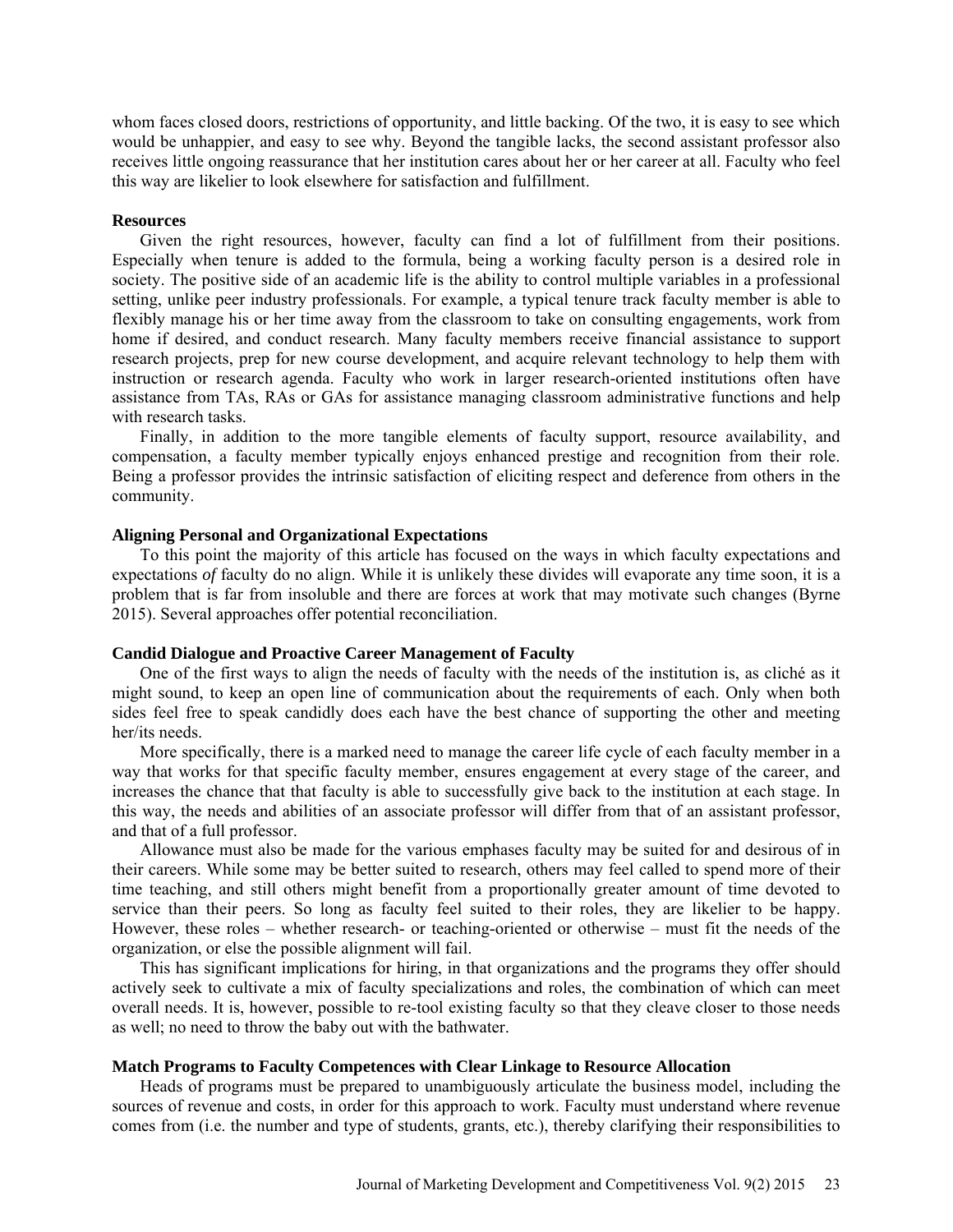whom faces closed doors, restrictions of opportunity, and little backing. Of the two, it is easy to see which would be unhappier, and easy to see why. Beyond the tangible lacks, the second assistant professor also receives little ongoing reassurance that her institution cares about her or her career at all. Faculty who feel this way are likelier to look elsewhere for satisfaction and fulfillment.

**Resources**

Given the right resources, however, faculty can find a lot of fulfillment from their positions. Especially when tenure is added to the formula, being a working faculty person is a desired role in society. The positive side of an academic life is the ability to control multiple variables in a professional setting, unlike peer industry professionals. For example, a typical tenure track faculty member is able to flexibly manage his or her time away from the classroom to take on consulting engagements, work from home if desired, and conduct research. Many faculty members receive financial assistance to support research projects, prep for new course development, and acquire relevant technology to help them with instruction or research agenda. Faculty who work in larger research-oriented institutions often have assistance from TAs, RAs or GAs for assistance managing classroom administrative functions and help with research tasks.

Finally, in addition to the more tangible elements of faculty support, resource availability, and compensation, a faculty member typically enjoys enhanced prestige and recognition from their role. Being a professor provides the intrinsic satisfaction of eliciting respect and deference from others in the community.

**Aligning Personal and Organizational Expectations**

To this point the majority of this article has focused on the ways in which faculty expectations and expectations *of* faculty do no align. While it is unlikely these divides will evaporate any time soon, it is a problem that is far from insoluble and there are forces at work that may motivate such changes (Byrne 2015). Several approaches offer potential reconciliation.

**Candid Dialogue and Proactive Career Management of Faculty**

One of the first ways to align the needs of faculty with the needs of the institution is, as cliché as it might sound, to keep an open line of communication about the requirements of each. Only when both sides feel free to speak candidly does each have the best chance of supporting the other and meeting her/its needs.

More specifically, there is a marked need to manage the career life cycle of each faculty member in a way that works for that specific faculty member, ensures engagement at every stage of the career, and increases the chance that that faculty is able to successfully give back to the institution at each stage. In this way, the needs and abilities of an associate professor will differ from that of an assistant professor, and that of a full professor.

Allowance must also be made for the various emphases faculty may be suited for and desirous of in their careers. While some may be better suited to research, others may feel called to spend more of their time teaching, and still others might benefit from a proportionally greater amount of time devoted to service than their peers. So long as faculty feel suited to their roles, they are likelier to be happy. However, these roles – whether research- or teaching-oriented or otherwise – must fit the needs of the organization, or else the possible alignment will fail.

This has significant implications for hiring, in that organizations and the programs they offer should actively seek to cultivate a mix of faculty specializations and roles, the combination of which can meet overall needs. It is, however, possible to re-tool existing faculty so that they cleave closer to those needs as well; no need to throw the baby out with the bathwater.

**Match Programs to Faculty Competences with Clear Linkage to Resource Allocation**

Heads of programs must be prepared to unambiguously articulate the business model, including the sources of revenue and costs, in order for this approach to work. Faculty must understand where revenue comes from (i.e. the number and type of students, grants, etc.), thereby clarifying their responsibilities to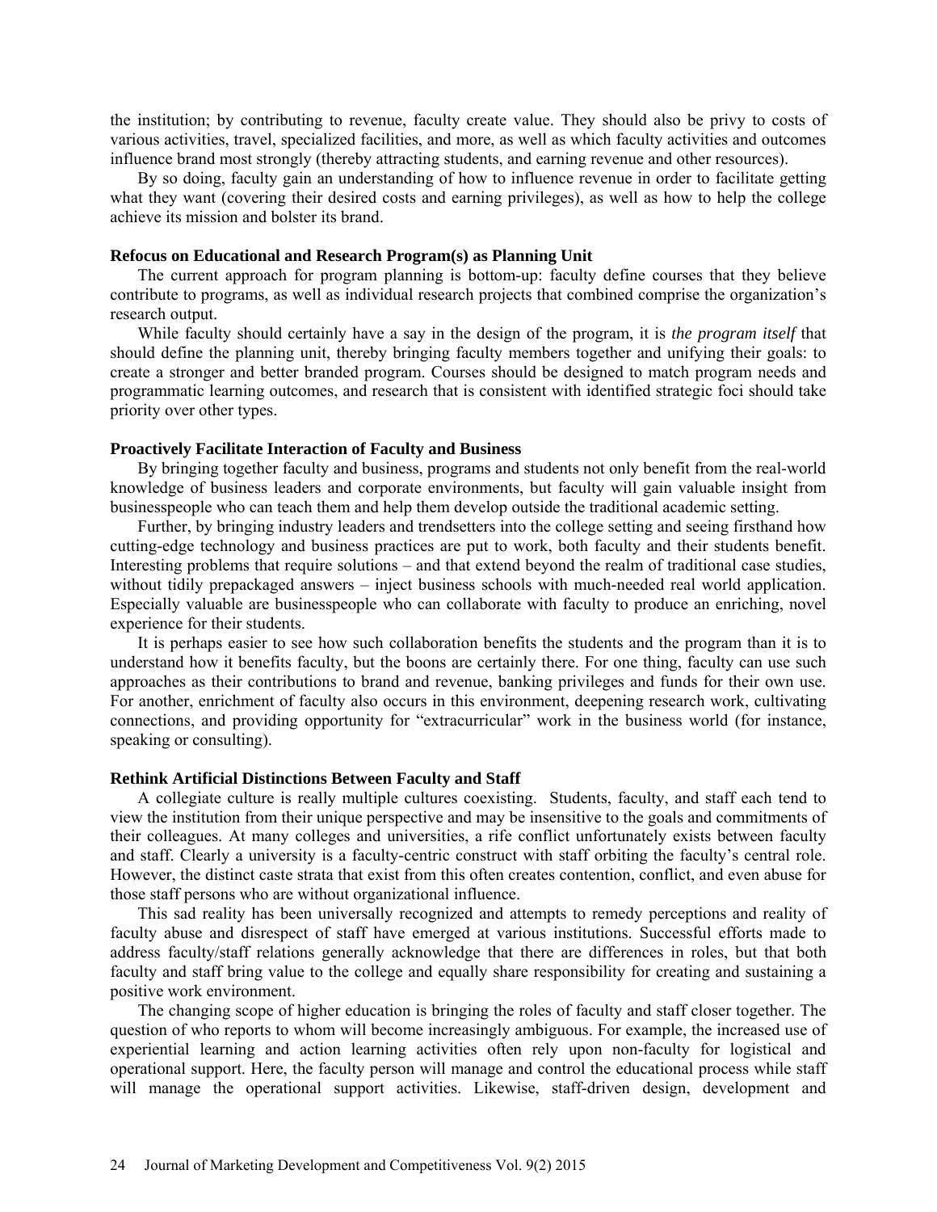the institution; by contributing to revenue, faculty create value. They should also be privy to costs of various activities, travel, specialized facilities, and more, as well as which faculty activities and outcomes influence brand most strongly (thereby attracting students, and earning revenue and other resources).

By so doing, faculty gain an understanding of how to influence revenue in order to facilitate getting what they want (covering their desired costs and earning privileges), as well as how to help the college achieve its mission and bolster its brand.

**Refocus on Educational and Research Program(s) as Planning Unit**

The current approach for program planning is bottom-up: faculty define courses that they believe contribute to programs, as well as individual research projects that combined comprise the organization's research output.

While faculty should certainly have a say in the design of the program, it is *the program itself* that should define the planning unit, thereby bringing faculty members together and unifying their goals: to create a stronger and better branded program. Courses should be designed to match program needs and programmatic learning outcomes, and research that is consistent with identified strategic foci should take priority over other types.

**Proactively Facilitate Interaction of Faculty and Business**

By bringing together faculty and business, programs and students not only benefit from the real-world knowledge of business leaders and corporate environments, but faculty will gain valuable insight from businesspeople who can teach them and help them develop outside the traditional academic setting.

Further, by bringing industry leaders and trendsetters into the college setting and seeing firsthand how cutting-edge technology and business practices are put to work, both faculty and their students benefit. Interesting problems that require solutions – and that extend beyond the realm of traditional case studies, without tidily prepackaged answers – inject business schools with much-needed real world application. Especially valuable are businesspeople who can collaborate with faculty to produce an enriching, novel experience for their students.

It is perhaps easier to see how such collaboration benefits the students and the program than it is to understand how it benefits faculty, but the boons are certainly there. For one thing, faculty can use such approaches as their contributions to brand and revenue, banking privileges and funds for their own use. For another, enrichment of faculty also occurs in this environment, deepening research work, cultivating connections, and providing opportunity for "extracurricular" work in the business world (for instance, speaking or consulting).

**Rethink Artificial Distinctions Between Faculty and Staff**

A collegiate culture is really multiple cultures coexisting. Students, faculty, and staff each tend to view the institution from their unique perspective and may be insensitive to the goals and commitments of their colleagues. At many colleges and universities, a rife conflict unfortunately exists between faculty and staff. Clearly a university is a faculty-centric construct with staff orbiting the faculty's central role. However, the distinct caste strata that exist from this often creates contention, conflict, and even abuse for those staff persons who are without organizational influence.

This sad reality has been universally recognized and attempts to remedy perceptions and reality of faculty abuse and disrespect of staff have emerged at various institutions. Successful efforts made to address faculty/staff relations generally acknowledge that there are differences in roles, but that both faculty and staff bring value to the college and equally share responsibility for creating and sustaining a positive work environment.

The changing scope of higher education is bringing the roles of faculty and staff closer together. The question of who reports to whom will become increasingly ambiguous. For example, the increased use of experiential learning and action learning activities often rely upon non-faculty for logistical and operational support. Here, the faculty person will manage and control the educational process while staff will manage the operational support activities. Likewise, staff-driven design, development and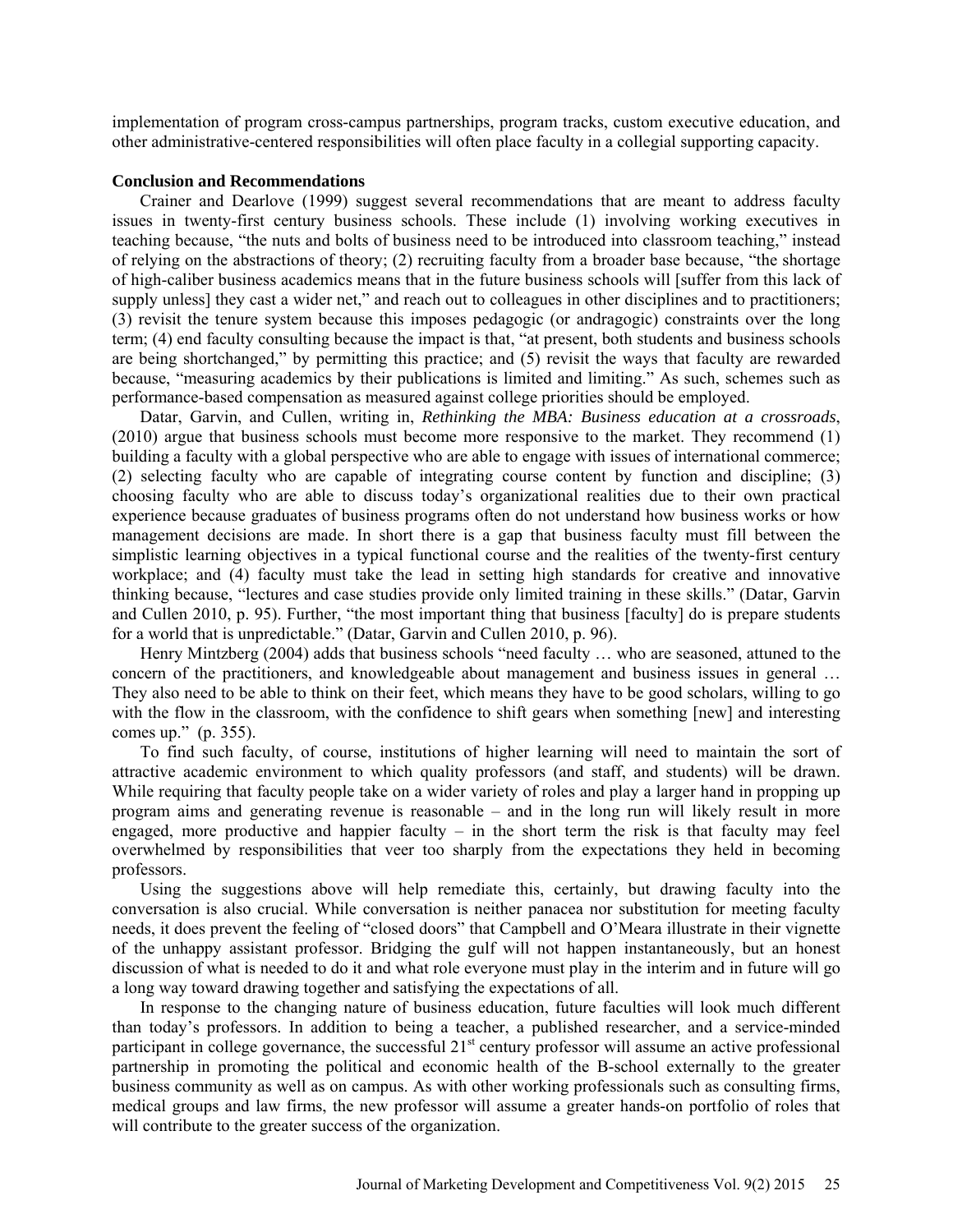implementation of program cross-campus partnerships, program tracks, custom executive education, and other administrative-centered responsibilities will often place faculty in a collegial supporting capacity.

**Conclusion and Recommendations**

Crainer and Dearlove (1999) suggest several recommendations that are meant to address faculty issues in twenty-first century business schools. These include (1) involving working executives in teaching because, "the nuts and bolts of business need to be introduced into classroom teaching," instead of relying on the abstractions of theory; (2) recruiting faculty from a broader base because, "the shortage of high-caliber business academics means that in the future business schools will [suffer from this lack of supply unless] they cast a wider net," and reach out to colleagues in other disciplines and to practitioners; (3) revisit the tenure system because this imposes pedagogic (or andragogic) constraints over the long term; (4) end faculty consulting because the impact is that, "at present, both students and business schools are being shortchanged," by permitting this practice; and (5) revisit the ways that faculty are rewarded because, "measuring academics by their publications is limited and limiting." As such, schemes such as performance-based compensation as measured against college priorities should be employed.

Datar, Garvin, and Cullen, writing in, *Rethinking the MBA: Business education at a crossroads*, (2010) argue that business schools must become more responsive to the market. They recommend (1) building a faculty with a global perspective who are able to engage with issues of international commerce; (2) selecting faculty who are capable of integrating course content by function and discipline; (3) choosing faculty who are able to discuss today's organizational realities due to their own practical experience because graduates of business programs often do not understand how business works or how management decisions are made. In short there is a gap that business faculty must fill between the simplistic learning objectives in a typical functional course and the realities of the twenty-first century workplace; and (4) faculty must take the lead in setting high standards for creative and innovative thinking because, "lectures and case studies provide only limited training in these skills." (Datar, Garvin and Cullen 2010, p. 95). Further, "the most important thing that business [faculty] do is prepare students for a world that is unpredictable." (Datar, Garvin and Cullen 2010, p. 96).

Henry Mintzberg (2004) adds that business schools "need faculty … who are seasoned, attuned to the concern of the practitioners, and knowledgeable about management and business issues in general … They also need to be able to think on their feet, which means they have to be good scholars, willing to go with the flow in the classroom, with the confidence to shift gears when something [new] and interesting comes up." (p. 355).

To find such faculty, of course, institutions of higher learning will need to maintain the sort of attractive academic environment to which quality professors (and staff, and students) will be drawn. While requiring that faculty people take on a wider variety of roles and play a larger hand in propping up program aims and generating revenue is reasonable – and in the long run will likely result in more engaged, more productive and happier faculty – in the short term the risk is that faculty may feel overwhelmed by responsibilities that veer too sharply from the expectations they held in becoming professors.

Using the suggestions above will help remediate this, certainly, but drawing faculty into the conversation is also crucial. While conversation is neither panacea nor substitution for meeting faculty needs, it does prevent the feeling of "closed doors" that Campbell and O'Meara illustrate in their vignette of the unhappy assistant professor. Bridging the gulf will not happen instantaneously, but an honest discussion of what is needed to do it and what role everyone must play in the interim and in future will go a long way toward drawing together and satisfying the expectations of all.

In response to the changing nature of business education, future faculties will look much different than today's professors. In addition to being a teacher, a published researcher, and a service-minded participant in college governance, the successful 21st century professor will assume an active professional partnership in promoting the political and economic health of the B-school externally to the greater business community as well as on campus. As with other working professionals such as consulting firms, medical groups and law firms, the new professor will assume a greater hands-on portfolio of roles that will contribute to the greater success of the organization.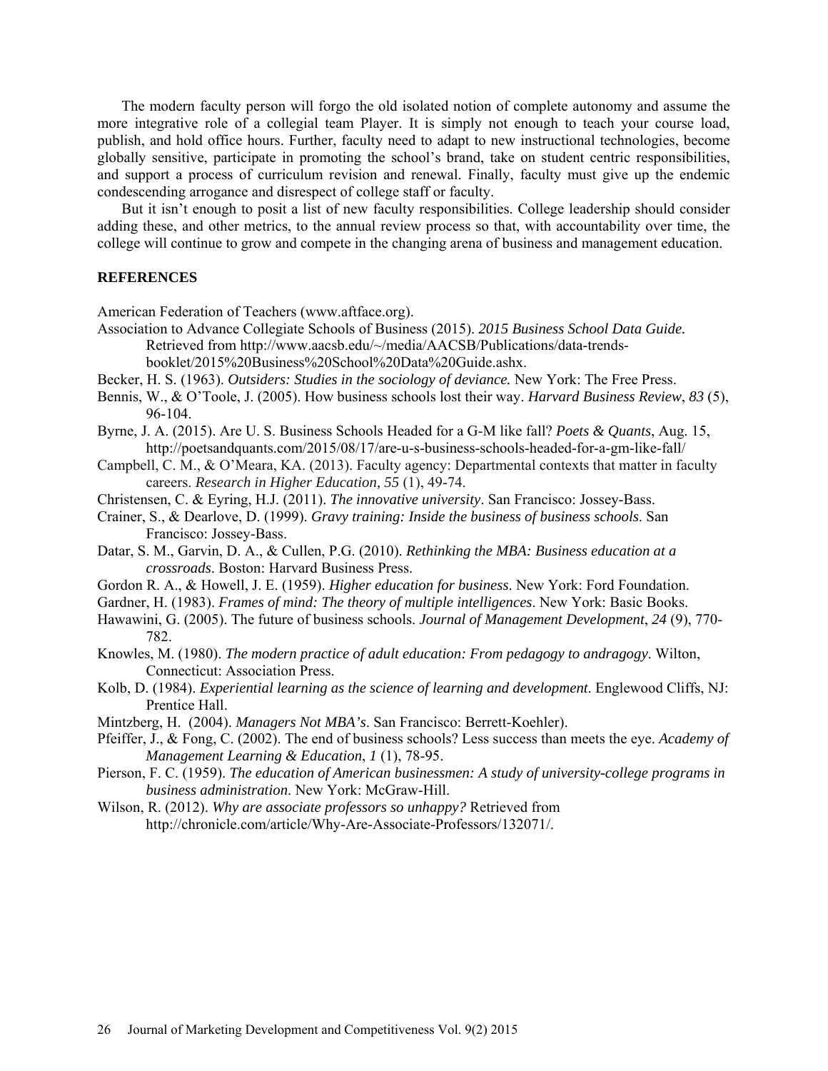The modern faculty person will forgo the old isolated notion of complete autonomy and assume the more integrative role of a collegial team Player. It is simply not enough to teach your course load, publish, and hold office hours. Further, faculty need to adapt to new instructional technologies, become globally sensitive, participate in promoting the school's brand, take on student centric responsibilities, and support a process of curriculum revision and renewal. Finally, faculty must give up the endemic condescending arrogance and disrespect of college staff or faculty.

But it isn't enough to posit a list of new faculty responsibilities. College leadership should consider adding these, and other metrics, to the annual review process so that, with accountability over time, the college will continue to grow and compete in the changing arena of business and management education.

## REFERENCES

American Federation of Teachers (www.aftface.org).

Association to Advance Collegiate Schools of Business (2015). *2015 Business School Data Guide.* Retrieved from http://www.aacsb.edu/~/media/AACSB/Publications/data-trends-booklet/2015%20Business%20School%20Data%20Guide.ashx.

Becker, H. S. (1963). *Outsiders: Studies in the sociology of deviance.* New York: The Free Press.

Bennis, W., & O'Toole, J. (2005). How business schools lost their way. *Harvard Business Review*, *83* (5), 96-104.

Byrne, J. A. (2015). Are U. S. Business Schools Headed for a G-M like fall? *Poets & Quants*, Aug. 15, http://poetsandquants.com/2015/08/17/are-u-s-business-schools-headed-for-a-gm-like-fall/

Campbell, C. M., & O'Meara, KA. (2013). Faculty agency: Departmental contexts that matter in faculty careers. *Research in Higher Education, 55* (1), 49-74.

Christensen, C. & Eyring, H.J. (2011). *The innovative university*. San Francisco: Jossey-Bass.

Crainer, S., & Dearlove, D. (1999). *Gravy training: Inside the business of business schools*. San Francisco: Jossey-Bass.

Datar, S. M., Garvin, D. A., & Cullen, P.G. (2010). *Rethinking the MBA: Business education at a crossroads*. Boston: Harvard Business Press.

Gordon R. A., & Howell, J. E. (1959). *Higher education for business*. New York: Ford Foundation.

Gardner, H. (1983). *Frames of mind: The theory of multiple intelligences*. New York: Basic Books.

Hawawini, G. (2005). The future of business schools. *Journal of Management Development*, *24* (9), 770-782.

Knowles, M. (1980). *The modern practice of adult education: From pedagogy to andragogy*. Wilton, Connecticut: Association Press.

Kolb, D. (1984). *Experiential learning as the science of learning and development*. Englewood Cliffs, NJ: Prentice Hall.

Mintzberg, H. (2004). *Managers Not MBA's*. San Francisco: Berrett-Koehler).

Pfeiffer, J., & Fong, C. (2002). The end of business schools? Less success than meets the eye. *Academy of Management Learning & Education*, *1* (1), 78-95.

Pierson, F. C. (1959). *The education of American businessmen: A study of university-college programs in business administration*. New York: McGraw-Hill.

Wilson, R. (2012). *Why are associate professors so unhappy?* Retrieved from http://chronicle.com/article/Why-Are-Associate-Professors/132071/.